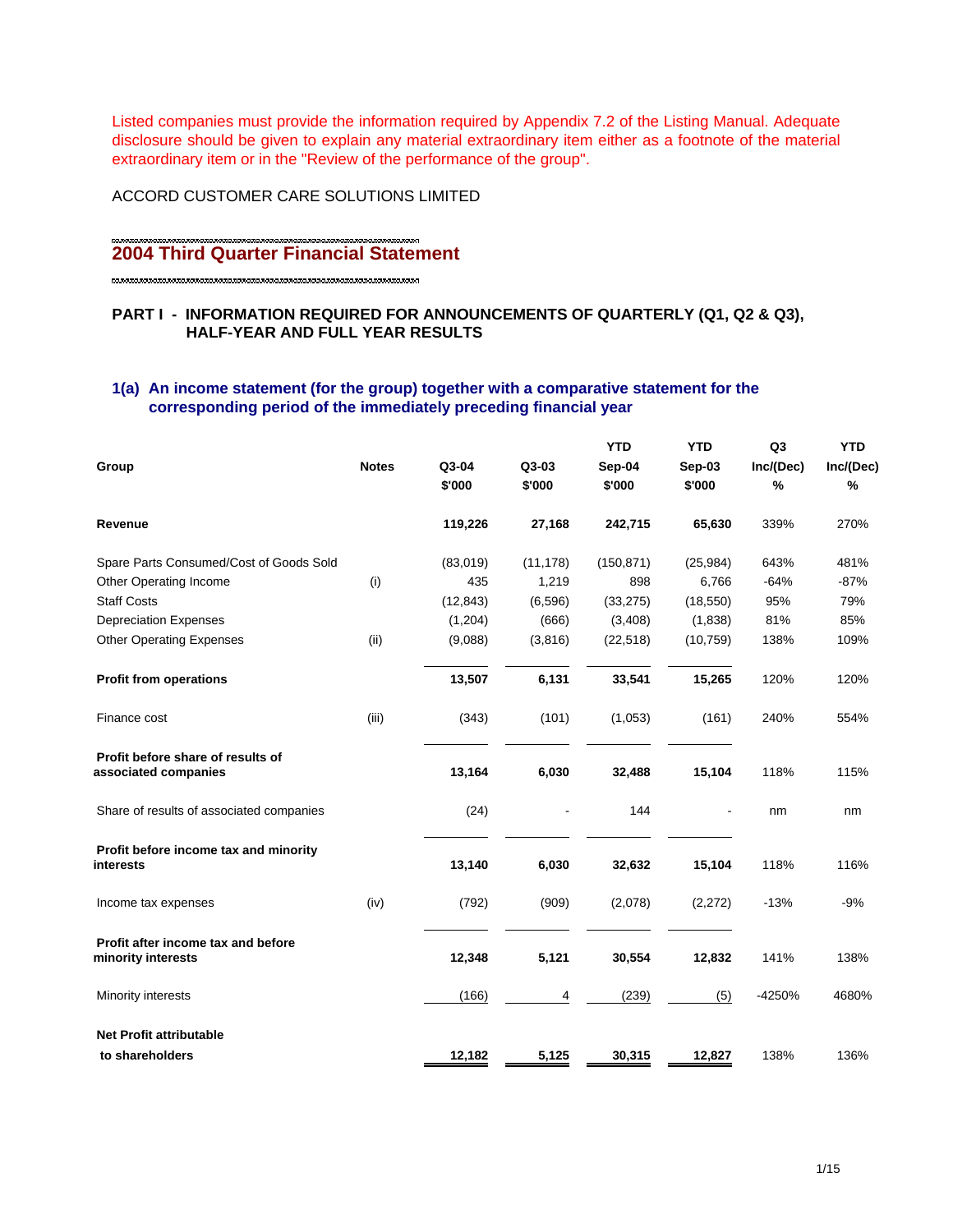Listed companies must provide the information required by Appendix 7.2 of the Listing Manual. Adequate disclosure should be given to explain any material extraordinary item either as a footnote of the material extraordinary item or in the "Review of the performance of the group".

ACCORD CUSTOMER CARE SOLUTIONS LIMITED

# 2004 Third Quarter Financial Statement

## PART I - INFORMATION REQUIRED FOR ANNOUNCEMENTS OF QUARTERLY (Q1, Q2 & Q3), HALF-YEAR AND FULL YEAR RESULTS

### 1(a) An income statement (for the group) together with a comparative statement for the corresponding period of the immediately preceding financial year

| Group | Notes | Q3-04 $'000 | Q3-03 $'000 | YTD Sep-04 $'000 | YTD Sep-03 $'000 | Q3 Inc/(Dec) % | YTD Inc/(Dec) % |
|---|---|---|---|---|---|---|---|
| **Revenue** | | **119,226** | **27,168** | **242,715** | **65,630** | 339% | 270% |
| Spare Parts Consumed/Cost of Goods Sold | | (83,019) | (11,178) | (150,871) | (25,984) | 643% | 481% |
| Other Operating Income | (i) | 435 | 1,219 | 898 | 6,766 | -64% | -87% |
| Staff Costs | | (12,843) | (6,596) | (33,275) | (18,550) | 95% | 79% |
| Depreciation Expenses | | (1,204) | (666) | (3,408) | (1,838) | 81% | 85% |
| Other Operating Expenses | (ii) | (9,088) | (3,816) | (22,518) | (10,759) | 138% | 109% |
| **Profit from operations** | | **13,507** | **6,131** | **33,541** | **15,265** | 120% | 120% |
| Finance cost | (iii) | (343) | (101) | (1,053) | (161) | 240% | 554% |
| **Profit before share of results of associated companies** | | **13,164** | **6,030** | **32,488** | **15,104** | 118% | 115% |
| Share of results of associated companies | | (24) | - | 144 | - | nm | nm |
| **Profit before income tax and minority interests** | | **13,140** | **6,030** | **32,632** | **15,104** | 118% | 116% |
| Income tax expenses | (iv) | (792) | (909) | (2,078) | (2,272) | -13% | -9% |
| **Profit after income tax and before minority interests** | | **12,348** | **5,121** | **30,554** | **12,832** | 141% | 138% |
| Minority interests | | (166) | 4 | (239) | (5) | -4250% | 4680% |
| **Net Profit attributable to shareholders** | | **12,182** | **5,125** | **30,315** | **12,827** | 138% | 136% |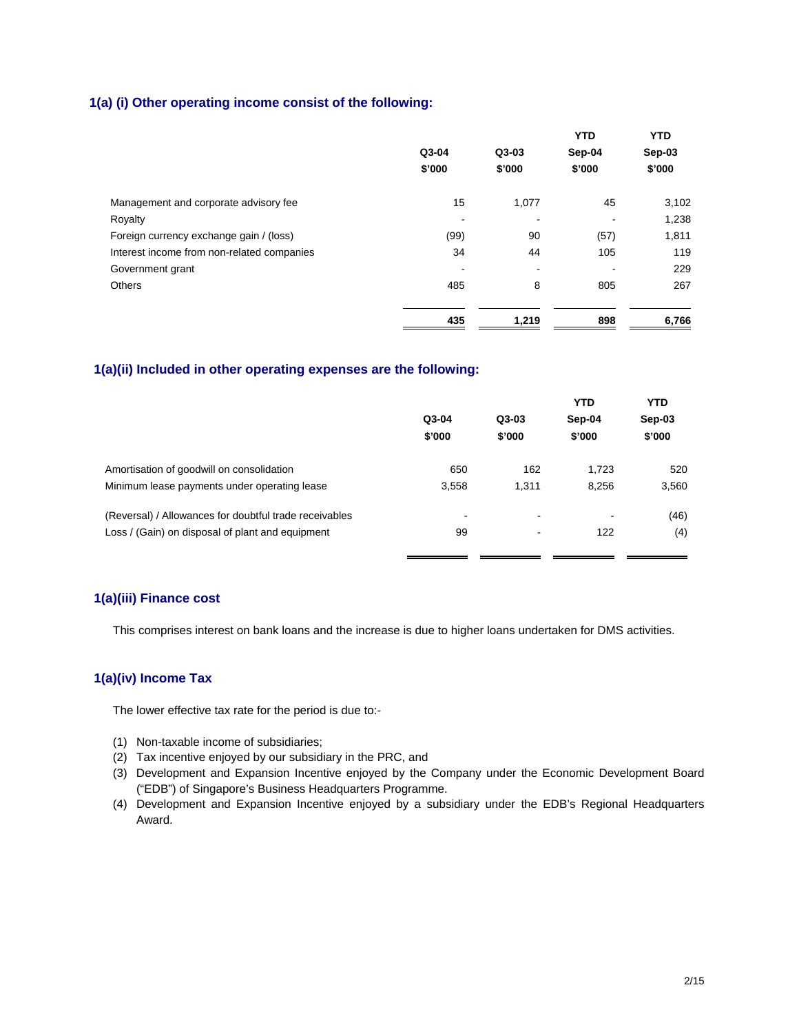### 1(a) (i) Other operating income consist of the following:

| | Q3-04 $'000 | Q3-03 $'000 | YTD Sep-04 $'000 | YTD Sep-03 $'000 |
|---|---|---|---|---|
| Management and corporate advisory fee | 15 | 1,077 | 45 | 3,102 |
| Royalty | - | - | - | 1,238 |
| Foreign currency exchange gain / (loss) | (99) | 90 | (57) | 1,811 |
| Interest income from non-related companies | 34 | 44 | 105 | 119 |
| Government grant | - | - | - | 229 |
| Others | 485 | 8 | 805 | 267 |
| | **435** | **1,219** | **898** | **6,766** |

### 1(a)(ii) Included in other operating expenses are the following:

| | Q3-04 $'000 | Q3-03 $'000 | YTD Sep-04 $'000 | YTD Sep-03 $'000 |
|---|---|---|---|---|
| Amortisation of goodwill on consolidation | 650 | 162 | 1,723 | 520 |
| Minimum lease payments under operating lease | 3,558 | 1,311 | 8,256 | 3,560 |
| (Reversal) / Allowances for doubtful trade receivables | - | - | - | (46) |
| Loss / (Gain) on disposal of plant and equipment | 99 | - | 122 | (4) |

### 1(a)(iii) Finance cost

This comprises interest on bank loans and the increase is due to higher loans undertaken for DMS activities.

### 1(a)(iv) Income Tax

The lower effective tax rate for the period is due to:-

(1) Non-taxable income of subsidiaries;
(2) Tax incentive enjoyed by our subsidiary in the PRC, and
(3) Development and Expansion Incentive enjoyed by the Company under the Economic Development Board ("EDB") of Singapore's Business Headquarters Programme.
(4) Development and Expansion Incentive enjoyed by a subsidiary under the EDB's Regional Headquarters Award.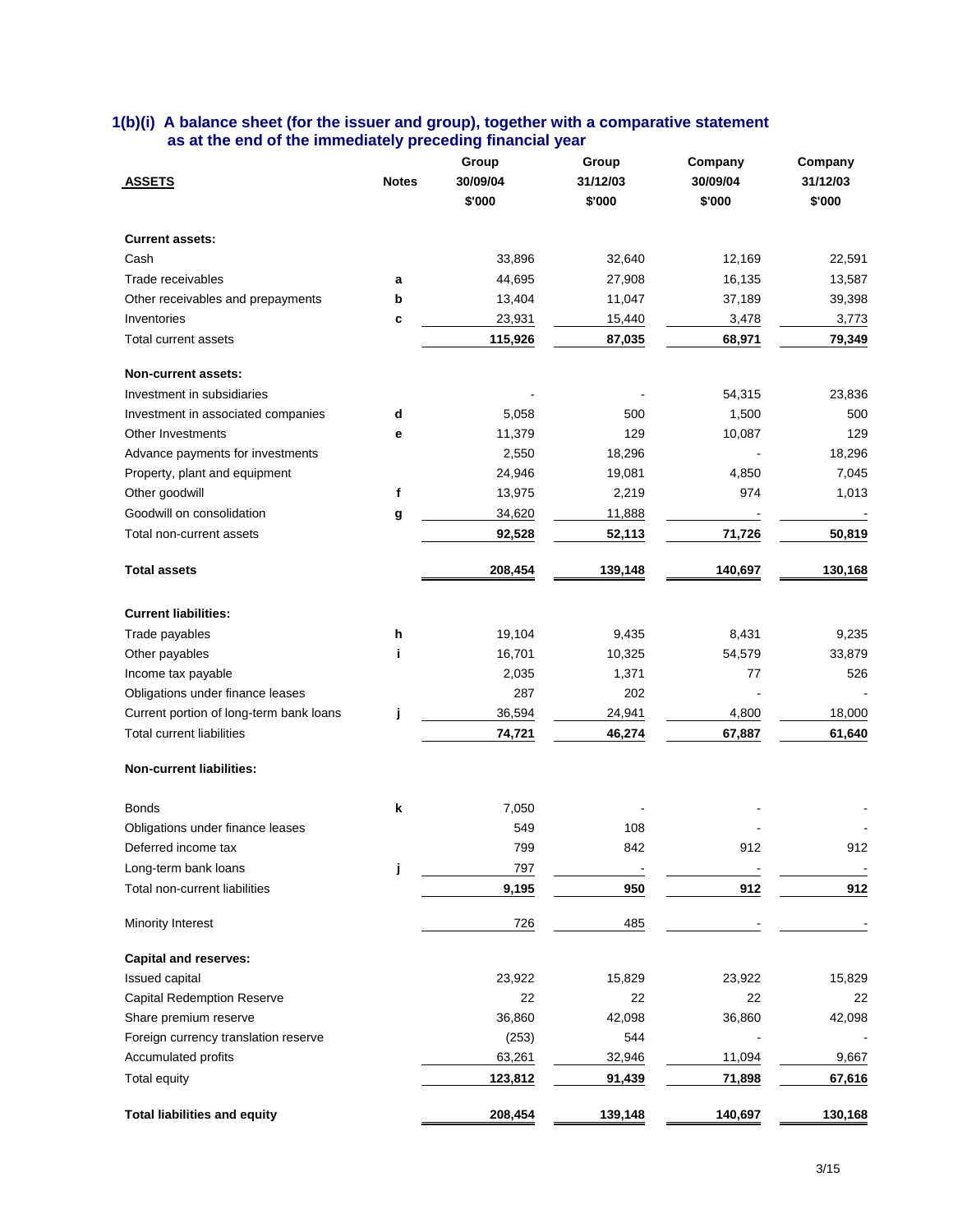### 1(b)(i) A balance sheet (for the issuer and group), together with a comparative statement as at the end of the immediately preceding financial year

| ASSETS | Notes | Group 30/09/04 $'000 | Group 31/12/03 $'000 | Company 30/09/04 $'000 | Company 31/12/03 $'000 |
|---|---|---|---|---|---|
| **Current assets:** | | | | | |
| Cash | | 33,896 | 32,640 | 12,169 | 22,591 |
| Trade receivables | a | 44,695 | 27,908 | 16,135 | 13,587 |
| Other receivables and prepayments | b | 13,404 | 11,047 | 37,189 | 39,398 |
| Inventories | c | 23,931 | 15,440 | 3,478 | 3,773 |
| Total current assets | | **115,926** | **87,035** | **68,971** | **79,349** |
| **Non-current assets:** | | | | | |
| Investment in subsidiaries | | - | - | 54,315 | 23,836 |
| Investment in associated companies | d | 5,058 | 500 | 1,500 | 500 |
| Other Investments | e | 11,379 | 129 | 10,087 | 129 |
| Advance payments for investments | | 2,550 | 18,296 | - | 18,296 |
| Property, plant and equipment | | 24,946 | 19,081 | 4,850 | 7,045 |
| Other goodwill | f | 13,975 | 2,219 | 974 | 1,013 |
| Goodwill on consolidation | g | 34,620 | 11,888 | - | - |
| Total non-current assets | | **92,528** | **52,113** | **71,726** | **50,819** |
| **Total assets** | | **208,454** | **139,148** | **140,697** | **130,168** |
| **Current liabilities:** | | | | | |
| Trade payables | h | 19,104 | 9,435 | 8,431 | 9,235 |
| Other payables | i | 16,701 | 10,325 | 54,579 | 33,879 |
| Income tax payable | | 2,035 | 1,371 | 77 | 526 |
| Obligations under finance leases | | 287 | 202 | - | - |
| Current portion of long-term bank loans | j | 36,594 | 24,941 | 4,800 | 18,000 |
| Total current liabilities | | **74,721** | **46,274** | **67,887** | **61,640** |
| **Non-current liabilities:** | | | | | |
| Bonds | k | 7,050 | - | - | - |
| Obligations under finance leases | | 549 | 108 | - | - |
| Deferred income tax | | 799 | 842 | 912 | 912 |
| Long-term bank loans | j | 797 | - | - | - |
| Total non-current liabilities | | **9,195** | **950** | **912** | **912** |
| Minority Interest | | 726 | 485 | - | - |
| **Capital and reserves:** | | | | | |
| Issued capital | | 23,922 | 15,829 | 23,922 | 15,829 |
| Capital Redemption Reserve | | 22 | 22 | 22 | 22 |
| Share premium reserve | | 36,860 | 42,098 | 36,860 | 42,098 |
| Foreign currency translation reserve | | (253) | 544 | - | - |
| Accumulated profits | | 63,261 | 32,946 | 11,094 | 9,667 |
| Total equity | | **123,812** | **91,439** | **71,898** | **67,616** |
| **Total liabilities and equity** | | **208,454** | **139,148** | **140,697** | **130,168** |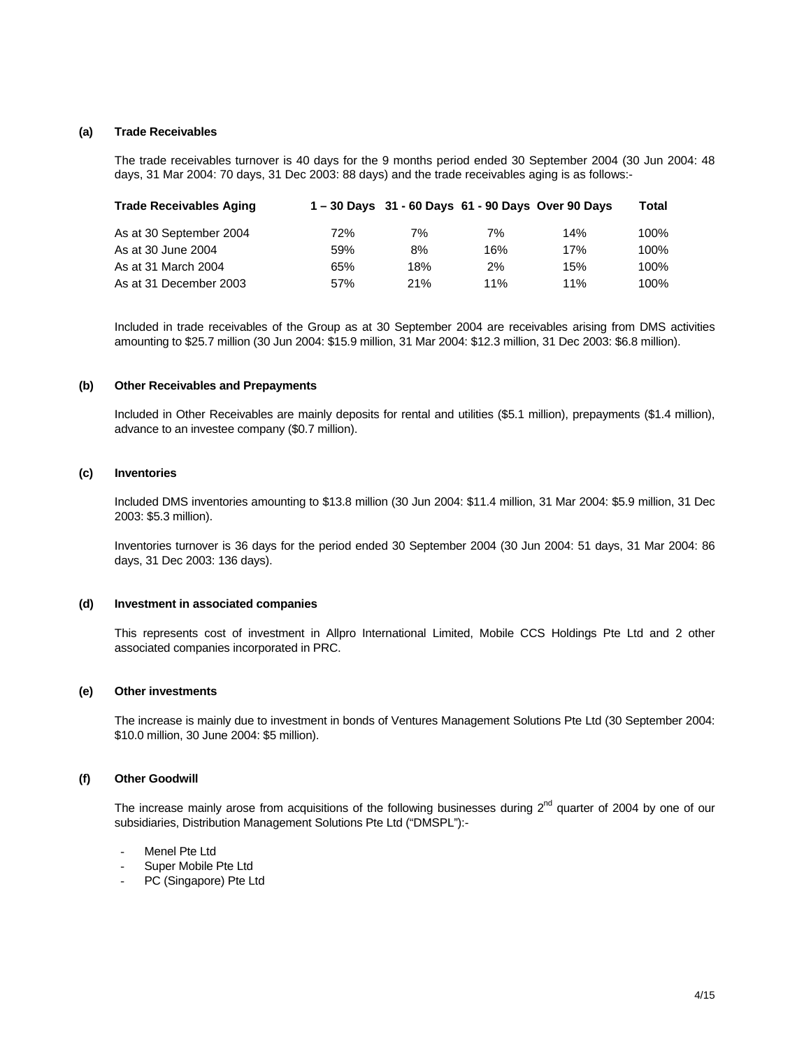**(a) Trade Receivables**

The trade receivables turnover is 40 days for the 9 months period ended 30 September 2004 (30 Jun 2004: 48 days, 31 Mar 2004: 70 days, 31 Dec 2003: 88 days) and the trade receivables aging is as follows:-

| Trade Receivables Aging | 1 – 30 Days | 31 - 60 Days | 61 - 90 Days | Over 90 Days | Total |
|---|---|---|---|---|---|
| As at 30 September 2004 | 72% | 7% | 7% | 14% | 100% |
| As at 30 June 2004 | 59% | 8% | 16% | 17% | 100% |
| As at 31 March 2004 | 65% | 18% | 2% | 15% | 100% |
| As at 31 December 2003 | 57% | 21% | 11% | 11% | 100% |

Included in trade receivables of the Group as at 30 September 2004 are receivables arising from DMS activities amounting to $25.7 million (30 Jun 2004: $15.9 million, 31 Mar 2004: $12.3 million, 31 Dec 2003: $6.8 million).

**(b) Other Receivables and Prepayments**

Included in Other Receivables are mainly deposits for rental and utilities ($5.1 million), prepayments ($1.4 million), advance to an investee company ($0.7 million).

**(c) Inventories**

Included DMS inventories amounting to $13.8 million (30 Jun 2004: $11.4 million, 31 Mar 2004: $5.9 million, 31 Dec 2003: $5.3 million).

Inventories turnover is 36 days for the period ended 30 September 2004 (30 Jun 2004: 51 days, 31 Mar 2004: 86 days, 31 Dec 2003: 136 days).

**(d) Investment in associated companies**

This represents cost of investment in Allpro International Limited, Mobile CCS Holdings Pte Ltd and 2 other associated companies incorporated in PRC.

**(e) Other investments**

The increase is mainly due to investment in bonds of Ventures Management Solutions Pte Ltd (30 September 2004: $10.0 million, 30 June 2004: $5 million).

**(f) Other Goodwill**

The increase mainly arose from acquisitions of the following businesses during 2nd quarter of 2004 by one of our subsidiaries, Distribution Management Solutions Pte Ltd ("DMSPL"):-

- Menel Pte Ltd
- Super Mobile Pte Ltd
- PC (Singapore) Pte Ltd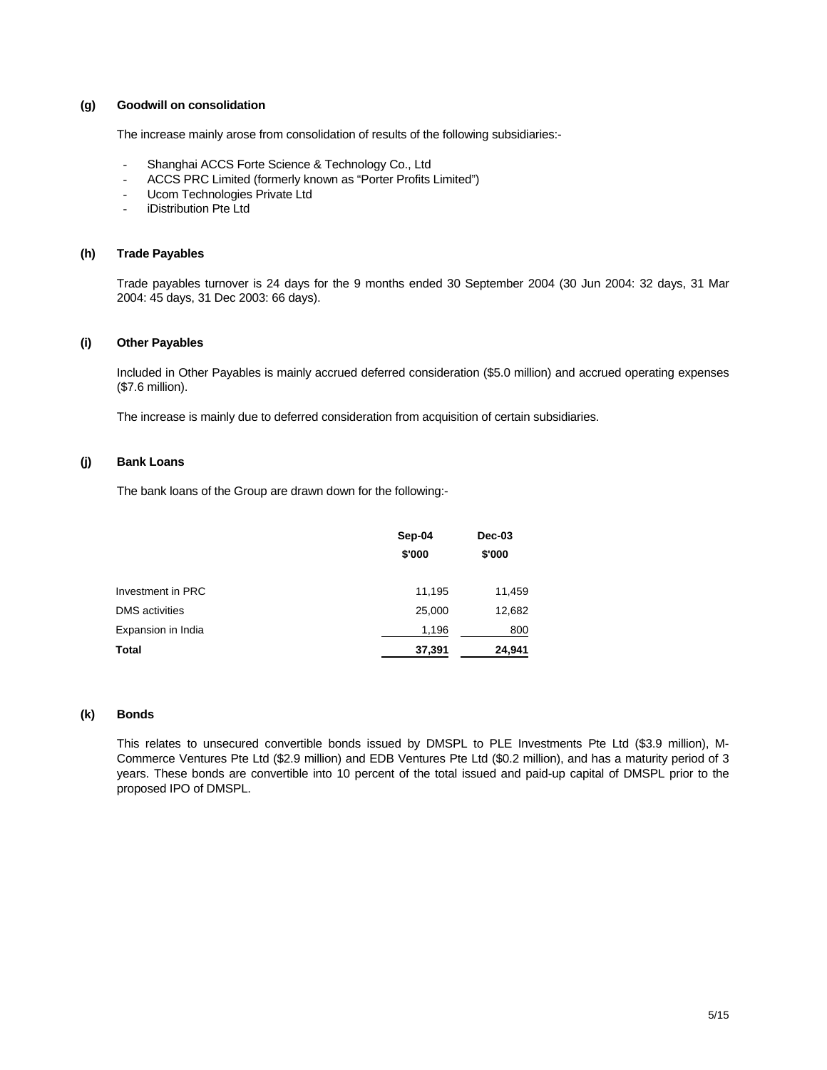### (g) Goodwill on consolidation

The increase mainly arose from consolidation of results of the following subsidiaries:-

- Shanghai ACCS Forte Science & Technology Co., Ltd
- ACCS PRC Limited (formerly known as "Porter Profits Limited")
- Ucom Technologies Private Ltd
- iDistribution Pte Ltd

### (h) Trade Payables

Trade payables turnover is 24 days for the 9 months ended 30 September 2004 (30 Jun 2004: 32 days, 31 Mar 2004: 45 days, 31 Dec 2003: 66 days).

### (i) Other Payables

Included in Other Payables is mainly accrued deferred consideration ($5.0 million) and accrued operating expenses ($7.6 million).

The increase is mainly due to deferred consideration from acquisition of certain subsidiaries.

### (j) Bank Loans

The bank loans of the Group are drawn down for the following:-

| | Sep-04<br>$'000 | Dec-03<br>$'000 |
|---|---|---|
| Investment in PRC | 11,195 | 11,459 |
| DMS activities | 25,000 | 12,682 |
| Expansion in India | 1,196 | 800 |
| **Total** | **37,391** | **24,941** |

### (k) Bonds

This relates to unsecured convertible bonds issued by DMSPL to PLE Investments Pte Ltd ($3.9 million), M-Commerce Ventures Pte Ltd ($2.9 million) and EDB Ventures Pte Ltd ($0.2 million), and has a maturity period of 3 years. These bonds are convertible into 10 percent of the total issued and paid-up capital of DMSPL prior to the proposed IPO of DMSPL.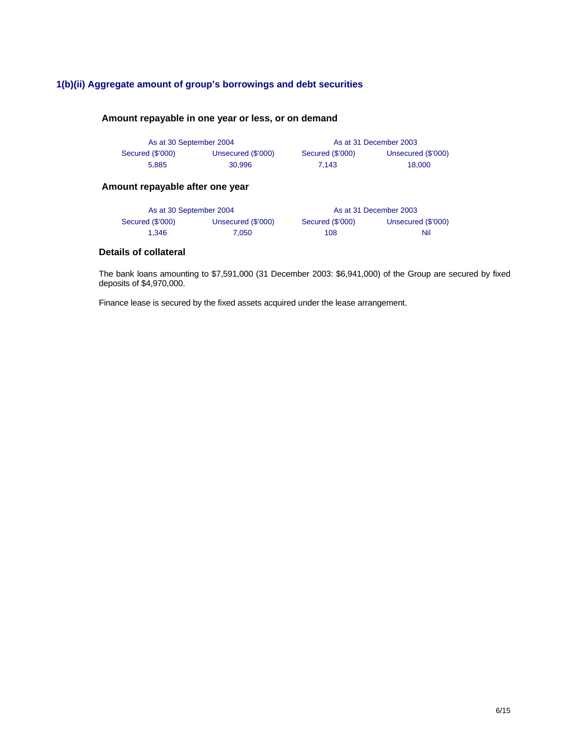### 1(b)(ii) Aggregate amount of group's borrowings and debt securities

#### Amount repayable in one year or less, or on demand

| As at 30 September 2004 | | As at 31 December 2003 | |
|---|---|---|---|
| Secured ($'000) | Unsecured ($'000) | Secured ($'000) | Unsecured ($'000) |
| 5,885 | 30,996 | 7,143 | 18,000 |

#### Amount repayable after one year

| As at 30 September 2004 | | As at 31 December 2003 | |
|---|---|---|---|
| Secured ($'000) | Unsecured ($'000) | Secured ($'000) | Unsecured ($'000) |
| 1,346 | 7,050 | 108 | Nil |

#### Details of collateral

The bank loans amounting to $7,591,000 (31 December 2003: $6,941,000) of the Group are secured by fixed deposits of $4,970,000.

Finance lease is secured by the fixed assets acquired under the lease arrangement.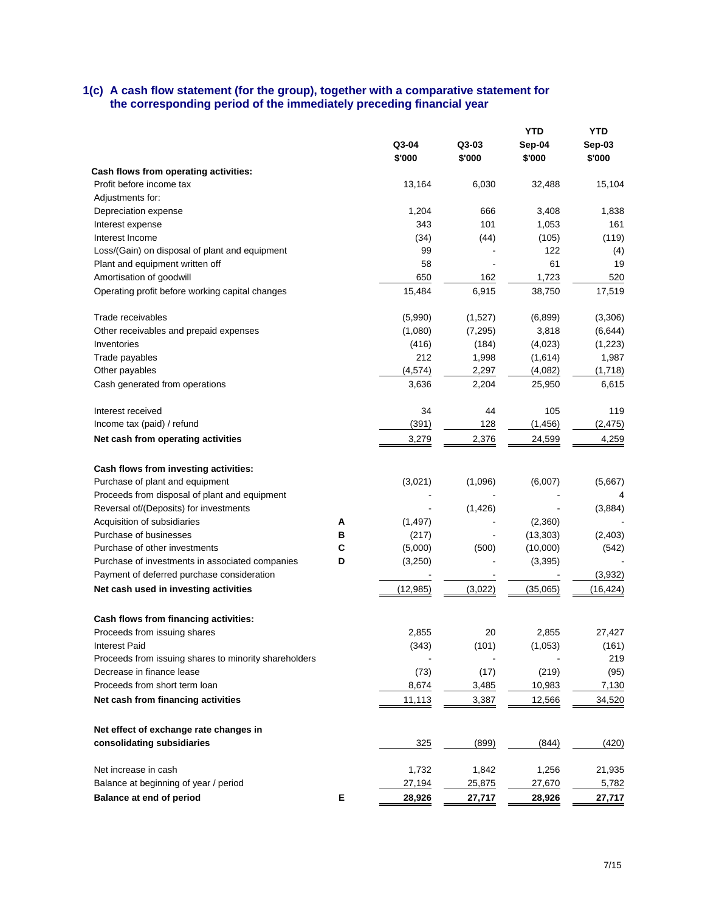## 1(c) A cash flow statement (for the group), together with a comparative statement for the corresponding period of the immediately preceding financial year

| | | Q3-04 $'000 | Q3-03 $'000 | YTD Sep-04 $'000 | YTD Sep-03 $'000 |
|---|---|---|---|---|---|
| **Cash flows from operating activities:** | | | | | |
| Profit before income tax | | 13,164 | 6,030 | 32,488 | 15,104 |
| Adjustments for: | | | | | |
| Depreciation expense | | 1,204 | 666 | 3,408 | 1,838 |
| Interest expense | | 343 | 101 | 1,053 | 161 |
| Interest Income | | (34) | (44) | (105) | (119) |
| Loss/(Gain) on disposal of plant and equipment | | 99 | - | 122 | (4) |
| Plant and equipment written off | | 58 | - | 61 | 19 |
| Amortisation of goodwill | | 650 | 162 | 1,723 | 520 |
| Operating profit before working capital changes | | 15,484 | 6,915 | 38,750 | 17,519 |
| Trade receivables | | (5,990) | (1,527) | (6,899) | (3,306) |
| Other receivables and prepaid expenses | | (1,080) | (7,295) | 3,818 | (6,644) |
| Inventories | | (416) | (184) | (4,023) | (1,223) |
| Trade payables | | 212 | 1,998 | (1,614) | 1,987 |
| Other payables | | (4,574) | 2,297 | (4,082) | (1,718) |
| Cash generated from operations | | 3,636 | 2,204 | 25,950 | 6,615 |
| Interest received | | 34 | 44 | 105 | 119 |
| Income tax (paid) / refund | | (391) | 128 | (1,456) | (2,475) |
| **Net cash from operating activities** | | 3,279 | 2,376 | 24,599 | 4,259 |
| **Cash flows from investing activities:** | | | | | |
| Purchase of plant and equipment | | (3,021) | (1,096) | (6,007) | (5,667) |
| Proceeds from disposal of plant and equipment | | - | - | - | 4 |
| Reversal of/(Deposits) for investments | | - | (1,426) | - | (3,884) |
| Acquisition of subsidiaries | A | (1,497) | - | (2,360) | - |
| Purchase of businesses | B | (217) | - | (13,303) | (2,403) |
| Purchase of other investments | C | (5,000) | (500) | (10,000) | (542) |
| Purchase of investments in associated companies | D | (3,250) | - | (3,395) | - |
| Payment of deferred purchase consideration | | - | - | - | (3,932) |
| **Net cash used in investing activities** | | (12,985) | (3,022) | (35,065) | (16,424) |
| **Cash flows from financing activities:** | | | | | |
| Proceeds from issuing shares | | 2,855 | 20 | 2,855 | 27,427 |
| Interest Paid | | (343) | (101) | (1,053) | (161) |
| Proceeds from issuing shares to minority shareholders | | - | - | - | 219 |
| Decrease in finance lease | | (73) | (17) | (219) | (95) |
| Proceeds from short term loan | | 8,674 | 3,485 | 10,983 | 7,130 |
| **Net cash from financing activities** | | 11,113 | 3,387 | 12,566 | 34,520 |
| **Net effect of exchange rate changes in consolidating subsidiaries** | | 325 | (899) | (844) | (420) |
| Net increase in cash | | 1,732 | 1,842 | 1,256 | 21,935 |
| Balance at beginning of year / period | | 27,194 | 25,875 | 27,670 | 5,782 |
| **Balance at end of period** | E | 28,926 | 27,717 | 28,926 | 27,717 |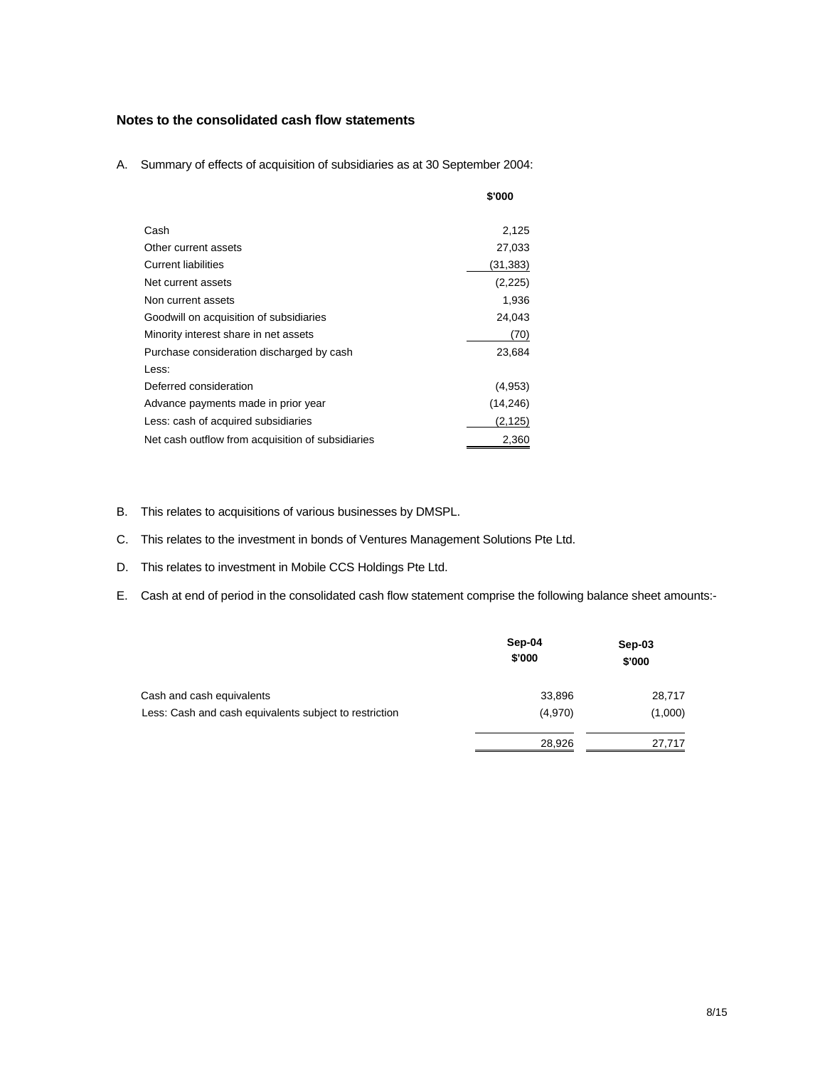## Notes to the consolidated cash flow statements

A. Summary of effects of acquisition of subsidiaries as at 30 September 2004:

| | $'000 |
|---|---|
| Cash | 2,125 |
| Other current assets | 27,033 |
| Current liabilities | (31,383) |
| Net current assets | (2,225) |
| Non current assets | 1,936 |
| Goodwill on acquisition of subsidiaries | 24,043 |
| Minority interest share in net assets | (70) |
| Purchase consideration discharged by cash | 23,684 |
| Less: | |
| Deferred consideration | (4,953) |
| Advance payments made in prior year | (14,246) |
| Less: cash of acquired subsidiaries | (2,125) |
| Net cash outflow from acquisition of subsidiaries | 2,360 |

B. This relates to acquisitions of various businesses by DMSPL.

C. This relates to the investment in bonds of Ventures Management Solutions Pte Ltd.

D. This relates to investment in Mobile CCS Holdings Pte Ltd.

E. Cash at end of period in the consolidated cash flow statement comprise the following balance sheet amounts:-

| | Sep-04<br>$'000 | Sep-03<br>$'000 |
|---|---|---|
| Cash and cash equivalents | 33,896 | 28,717 |
| Less: Cash and cash equivalents subject to restriction | (4,970) | (1,000) |
| | 28,926 | 27,717 |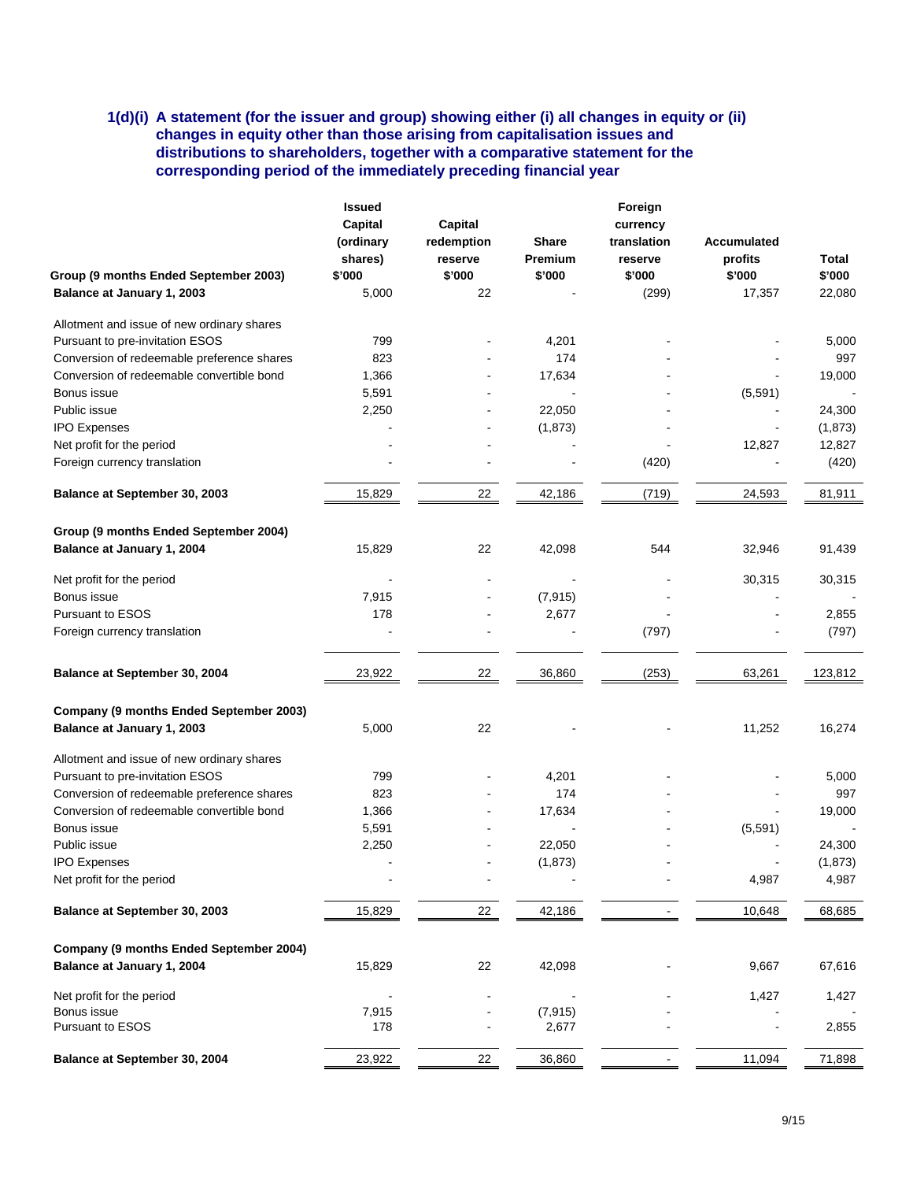### 1(d)(i) A statement (for the issuer and group) showing either (i) all changes in equity or (ii) changes in equity other than those arising from capitalisation issues and distributions to shareholders, together with a comparative statement for the corresponding period of the immediately preceding financial year

| Group (9 months Ended September 2003) | Issued Capital (ordinary shares) $'000 | Capital redemption reserve $'000 | Share Premium $'000 | Foreign currency translation reserve $'000 | Accumulated profits $'000 | Total $'000 |
|---|---|---|---|---|---|---|
| **Balance at January 1, 2003** | 5,000 | 22 | - | (299) | 17,357 | 22,080 |
| Allotment and issue of new ordinary shares | | | | | | |
| Pursuant to pre-invitation ESOS | 799 | - | 4,201 | - | - | 5,000 |
| Conversion of redeemable preference shares | 823 | - | 174 | - | - | 997 |
| Conversion of redeemable convertible bond | 1,366 | - | 17,634 | - | - | 19,000 |
| Bonus issue | 5,591 | - | - | - | (5,591) | - |
| Public issue | 2,250 | - | 22,050 | - | - | 24,300 |
| IPO Expenses | - | - | (1,873) | - | - | (1,873) |
| Net profit for the period | - | - | - | - | 12,827 | 12,827 |
| Foreign currency translation | - | - | - | (420) | - | (420) |
| **Balance at September 30, 2003** | 15,829 | 22 | 42,186 | (719) | 24,593 | 81,911 |
| **Group (9 months Ended September 2004)** | | | | | | |
| **Balance at January 1, 2004** | 15,829 | 22 | 42,098 | 544 | 32,946 | 91,439 |
| Net profit for the period | - | - | - | - | 30,315 | 30,315 |
| Bonus issue | 7,915 | - | (7,915) | - | - | - |
| Pursuant to ESOS | 178 | - | 2,677 | - | - | 2,855 |
| Foreign currency translation | - | - | - | (797) | - | (797) |
| **Balance at September 30, 2004** | 23,922 | 22 | 36,860 | (253) | 63,261 | 123,812 |
| **Company (9 months Ended September 2003)** | | | | | | |
| **Balance at January 1, 2003** | 5,000 | 22 | - | - | 11,252 | 16,274 |
| Allotment and issue of new ordinary shares | | | | | | |
| Pursuant to pre-invitation ESOS | 799 | - | 4,201 | - | - | 5,000 |
| Conversion of redeemable preference shares | 823 | - | 174 | - | - | 997 |
| Conversion of redeemable convertible bond | 1,366 | - | 17,634 | - | - | 19,000 |
| Bonus issue | 5,591 | - | - | - | (5,591) | - |
| Public issue | 2,250 | - | 22,050 | - | - | 24,300 |
| IPO Expenses | - | - | (1,873) | - | - | (1,873) |
| Net profit for the period | - | - | - | - | 4,987 | 4,987 |
| **Balance at September 30, 2003** | 15,829 | 22 | 42,186 | - | 10,648 | 68,685 |
| **Company (9 months Ended September 2004)** | | | | | | |
| **Balance at January 1, 2004** | 15,829 | 22 | 42,098 | - | 9,667 | 67,616 |
| Net profit for the period | - | - | - | - | 1,427 | 1,427 |
| Bonus issue | 7,915 | - | (7,915) | - | - | - |
| Pursuant to ESOS | 178 | - | 2,677 | - | - | 2,855 |
| **Balance at September 30, 2004** | 23,922 | 22 | 36,860 | - | 11,094 | 71,898 |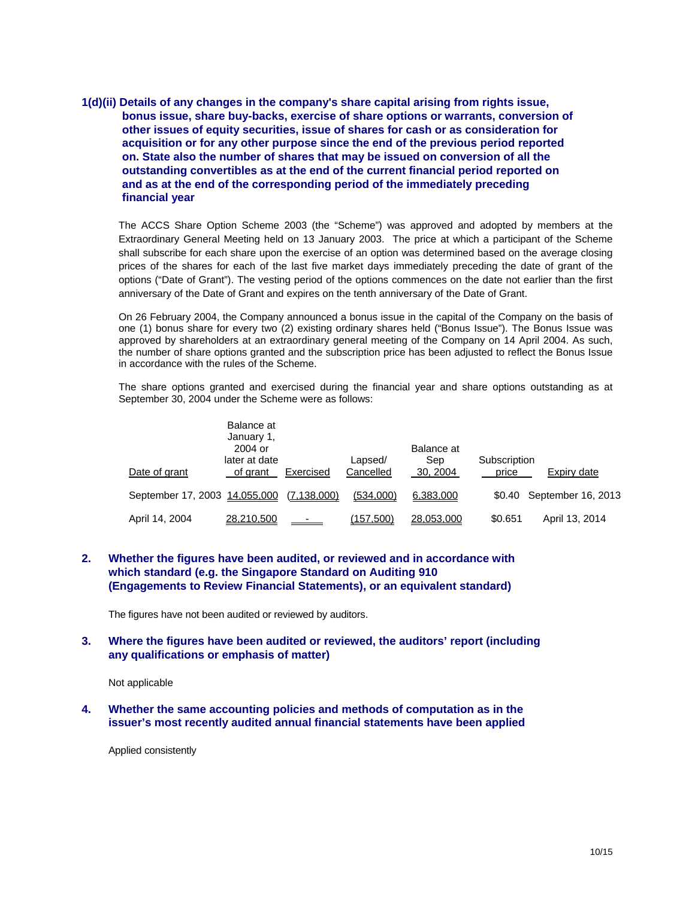### 1(d)(ii) Details of any changes in the company's share capital arising from rights issue, bonus issue, share buy-backs, exercise of share options or warrants, conversion of other issues of equity securities, issue of shares for cash or as consideration for acquisition or for any other purpose since the end of the previous period reported on. State also the number of shares that may be issued on conversion of all the outstanding convertibles as at the end of the current financial period reported on and as at the end of the corresponding period of the immediately preceding financial year

The ACCS Share Option Scheme 2003 (the "Scheme") was approved and adopted by members at the Extraordinary General Meeting held on 13 January 2003. The price at which a participant of the Scheme shall subscribe for each share upon the exercise of an option was determined based on the average closing prices of the shares for each of the last five market days immediately preceding the date of grant of the options ("Date of Grant"). The vesting period of the options commences on the date not earlier than the first anniversary of the Date of Grant and expires on the tenth anniversary of the Date of Grant.

On 26 February 2004, the Company announced a bonus issue in the capital of the Company on the basis of one (1) bonus share for every two (2) existing ordinary shares held ("Bonus Issue"). The Bonus Issue was approved by shareholders at an extraordinary general meeting of the Company on 14 April 2004. As such, the number of share options granted and the subscription price has been adjusted to reflect the Bonus Issue in accordance with the rules of the Scheme.

The share options granted and exercised during the financial year and share options outstanding as at September 30, 2004 under the Scheme were as follows:

| Date of grant | Balance at January 1, 2004 or later at date of grant | Exercised | Lapsed/ Cancelled | Balance at Sep 30, 2004 | Subscription price | Expiry date |
|---|---|---|---|---|---|---|
| September 17, 2003 | 14,055,000 | (7,138,000) | (534,000) | 6,383,000 | $0.40 | September 16, 2013 |
| April 14, 2004 | 28,210,500 | - | (157,500) | 28,053,000 | $0.651 | April 13, 2014 |

### 2. Whether the figures have been audited, or reviewed and in accordance with which standard (e.g. the Singapore Standard on Auditing 910 (Engagements to Review Financial Statements), or an equivalent standard)

The figures have not been audited or reviewed by auditors.

### 3. Where the figures have been audited or reviewed, the auditors' report (including any qualifications or emphasis of matter)

Not applicable

### 4. Whether the same accounting policies and methods of computation as in the issuer's most recently audited annual financial statements have been applied

Applied consistently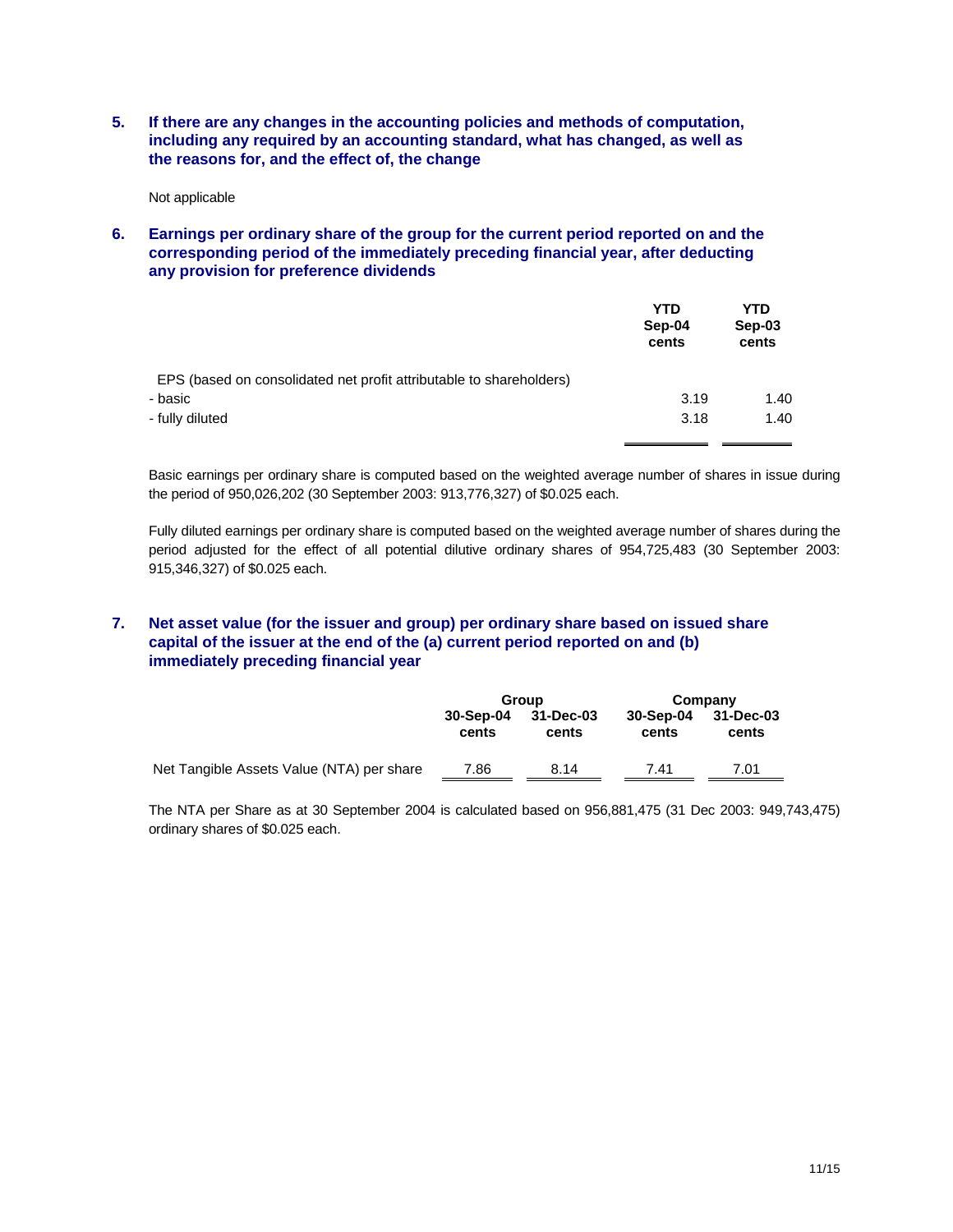**5. If there are any changes in the accounting policies and methods of computation, including any required by an accounting standard, what has changed, as well as the reasons for, and the effect of, the change**

Not applicable

**6. Earnings per ordinary share of the group for the current period reported on and the corresponding period of the immediately preceding financial year, after deducting any provision for preference dividends**

| | YTD Sep-04 cents | YTD Sep-03 cents |
|---|---|---|
| EPS (based on consolidated net profit attributable to shareholders) | | |
| - basic | 3.19 | 1.40 |
| - fully diluted | 3.18 | 1.40 |

Basic earnings per ordinary share is computed based on the weighted average number of shares in issue during the period of 950,026,202 (30 September 2003: 913,776,327) of $0.025 each.

Fully diluted earnings per ordinary share is computed based on the weighted average number of shares during the period adjusted for the effect of all potential dilutive ordinary shares of 954,725,483 (30 September 2003: 915,346,327) of $0.025 each.

**7. Net asset value (for the issuer and group) per ordinary share based on issued share capital of the issuer at the end of the (a) current period reported on and (b) immediately preceding financial year**

| | Group | | Company | |
|---|---|---|---|---|
| | 30-Sep-04 cents | 31-Dec-03 cents | 30-Sep-04 cents | 31-Dec-03 cents |
| Net Tangible Assets Value (NTA) per share | 7.86 | 8.14 | 7.41 | 7.01 |

The NTA per Share as at 30 September 2004 is calculated based on 956,881,475 (31 Dec 2003: 949,743,475) ordinary shares of $0.025 each.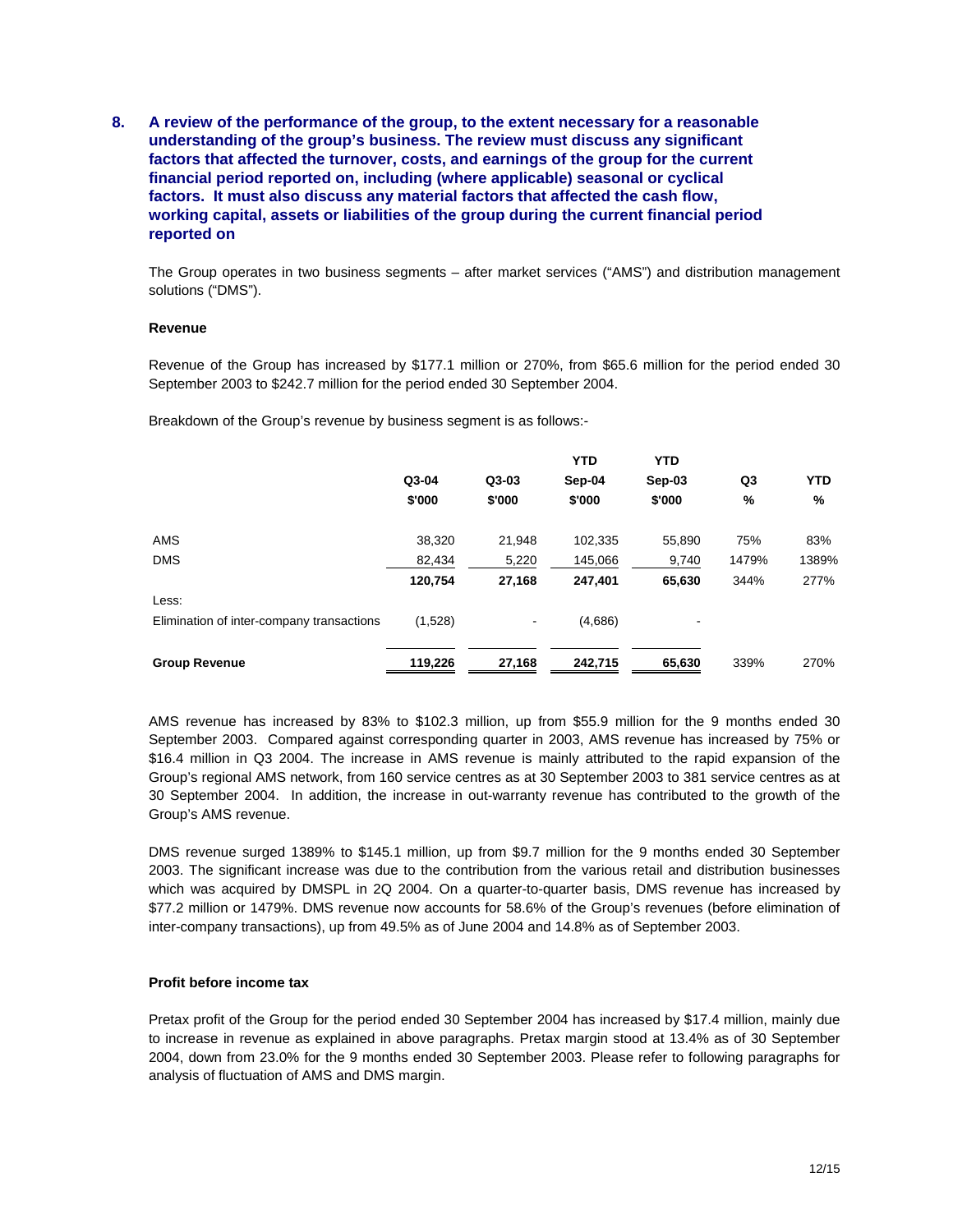## 8. A review of the performance of the group, to the extent necessary for a reasonable understanding of the group's business. The review must discuss any significant factors that affected the turnover, costs, and earnings of the group for the current financial period reported on, including (where applicable) seasonal or cyclical factors. It must also discuss any material factors that affected the cash flow, working capital, assets or liabilities of the group during the current financial period reported on

The Group operates in two business segments – after market services ("AMS") and distribution management solutions ("DMS").

**Revenue**

Revenue of the Group has increased by $177.1 million or 270%, from $65.6 million for the period ended 30 September 2003 to $242.7 million for the period ended 30 September 2004.

Breakdown of the Group's revenue by business segment is as follows:-

| | Q3-04 $'000 | Q3-03 $'000 | YTD Sep-04 $'000 | YTD Sep-03 $'000 | Q3 % | YTD % |
|---|---|---|---|---|---|---|
| AMS | 38,320 | 21,948 | 102,335 | 55,890 | 75% | 83% |
| DMS | 82,434 | 5,220 | 145,066 | 9,740 | 1479% | 1389% |
| | **120,754** | **27,168** | **247,401** | **65,630** | 344% | 277% |
| Less: | | | | | | |
| Elimination of inter-company transactions | (1,528) | - | (4,686) | - | | |
| **Group Revenue** | **119,226** | **27,168** | **242,715** | **65,630** | 339% | 270% |

AMS revenue has increased by 83% to $102.3 million, up from $55.9 million for the 9 months ended 30 September 2003. Compared against corresponding quarter in 2003, AMS revenue has increased by 75% or $16.4 million in Q3 2004. The increase in AMS revenue is mainly attributed to the rapid expansion of the Group's regional AMS network, from 160 service centres as at 30 September 2003 to 381 service centres as at 30 September 2004. In addition, the increase in out-warranty revenue has contributed to the growth of the Group's AMS revenue.

DMS revenue surged 1389% to $145.1 million, up from $9.7 million for the 9 months ended 30 September 2003. The significant increase was due to the contribution from the various retail and distribution businesses which was acquired by DMSPL in 2Q 2004. On a quarter-to-quarter basis, DMS revenue has increased by $77.2 million or 1479%. DMS revenue now accounts for 58.6% of the Group's revenues (before elimination of inter-company transactions), up from 49.5% as of June 2004 and 14.8% as of September 2003.

**Profit before income tax**

Pretax profit of the Group for the period ended 30 September 2004 has increased by $17.4 million, mainly due to increase in revenue as explained in above paragraphs. Pretax margin stood at 13.4% as of 30 September 2004, down from 23.0% for the 9 months ended 30 September 2003. Please refer to following paragraphs for analysis of fluctuation of AMS and DMS margin.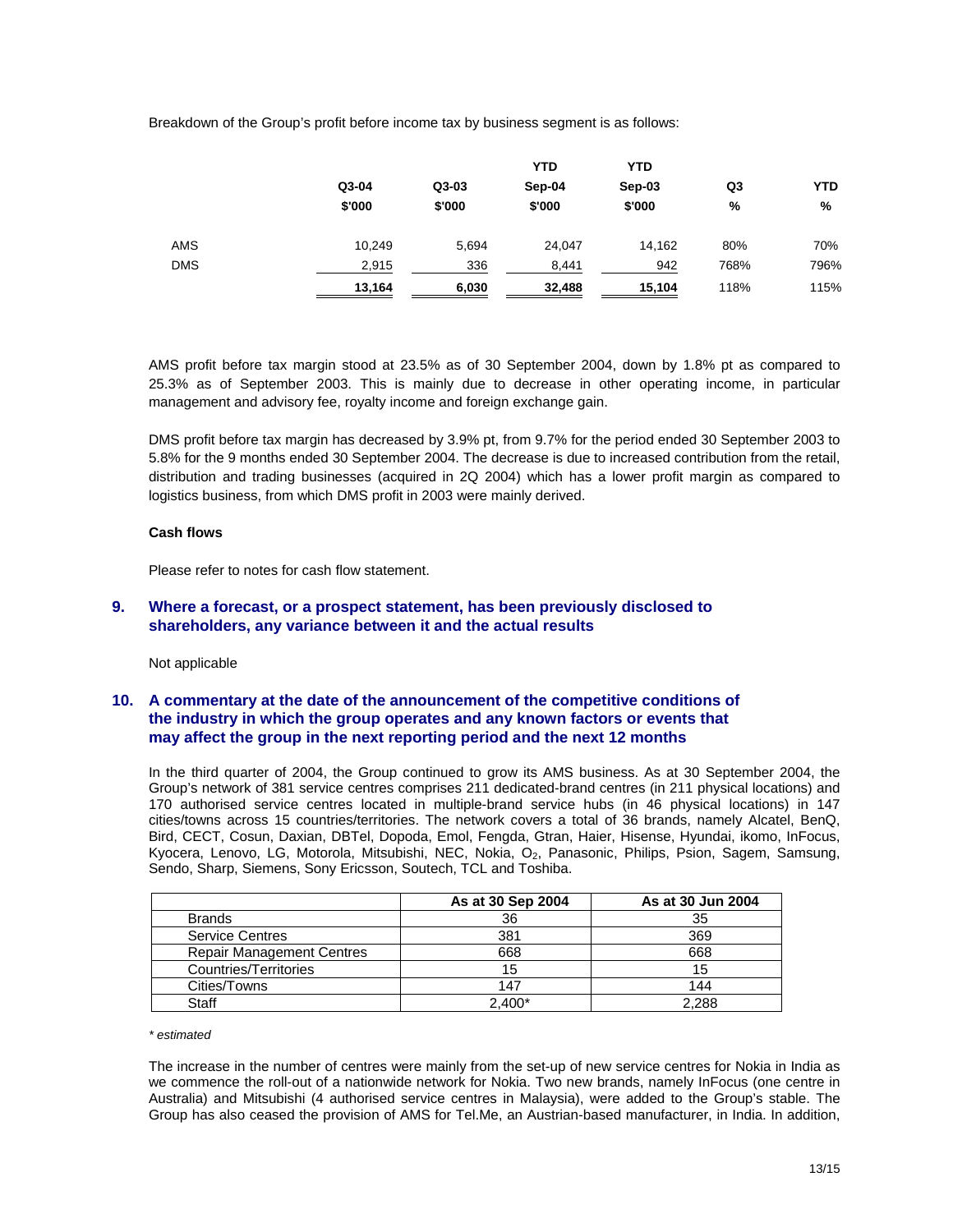Breakdown of the Group's profit before income tax by business segment is as follows:

| | Q3-04 | Q3-03 | YTD Sep-04 | YTD Sep-03 | Q3 | YTD |
|---|---|---|---|---|---|---|
| | $'000 | $'000 | $'000 | $'000 | % | % |
| AMS | 10,249 | 5,694 | 24,047 | 14,162 | 80% | 70% |
| DMS | 2,915 | 336 | 8,441 | 942 | 768% | 796% |
| | **13,164** | **6,030** | **32,488** | **15,104** | 118% | 115% |

AMS profit before tax margin stood at 23.5% as of 30 September 2004, down by 1.8% pt as compared to 25.3% as of September 2003. This is mainly due to decrease in other operating income, in particular management and advisory fee, royalty income and foreign exchange gain.

DMS profit before tax margin has decreased by 3.9% pt, from 9.7% for the period ended 30 September 2003 to 5.8% for the 9 months ended 30 September 2004. The decrease is due to increased contribution from the retail, distribution and trading businesses (acquired in 2Q 2004) which has a lower profit margin as compared to logistics business, from which DMS profit in 2003 were mainly derived.

**Cash flows**

Please refer to notes for cash flow statement.

## 9. Where a forecast, or a prospect statement, has been previously disclosed to shareholders, any variance between it and the actual results

Not applicable

## 10. A commentary at the date of the announcement of the competitive conditions of the industry in which the group operates and any known factors or events that may affect the group in the next reporting period and the next 12 months

In the third quarter of 2004, the Group continued to grow its AMS business. As at 30 September 2004, the Group's network of 381 service centres comprises 211 dedicated-brand centres (in 211 physical locations) and 170 authorised service centres located in multiple-brand service hubs (in 46 physical locations) in 147 cities/towns across 15 countries/territories. The network covers a total of 36 brands, namely Alcatel, BenQ, Bird, CECT, Cosun, Daxian, DBTel, Dopoda, Emol, Fengda, Gtran, Haier, Hisense, Hyundai, ikomo, InFocus, Kyocera, Lenovo, LG, Motorola, Mitsubishi, NEC, Nokia, $O_2$, Panasonic, Philips, Psion, Sagem, Samsung, Sendo, Sharp, Siemens, Sony Ericsson, Soutech, TCL and Toshiba.

| | As at 30 Sep 2004 | As at 30 Jun 2004 |
|---|---|---|
| Brands | 36 | 35 |
| Service Centres | 381 | 369 |
| Repair Management Centres | 668 | 668 |
| Countries/Territories | 15 | 15 |
| Cities/Towns | 147 | 144 |
| Staff | 2,400* | 2,288 |

*\* estimated*

The increase in the number of centres were mainly from the set-up of new service centres for Nokia in India as we commence the roll-out of a nationwide network for Nokia. Two new brands, namely InFocus (one centre in Australia) and Mitsubishi (4 authorised service centres in Malaysia), were added to the Group's stable. The Group has also ceased the provision of AMS for Tel.Me, an Austrian-based manufacturer, in India. In addition,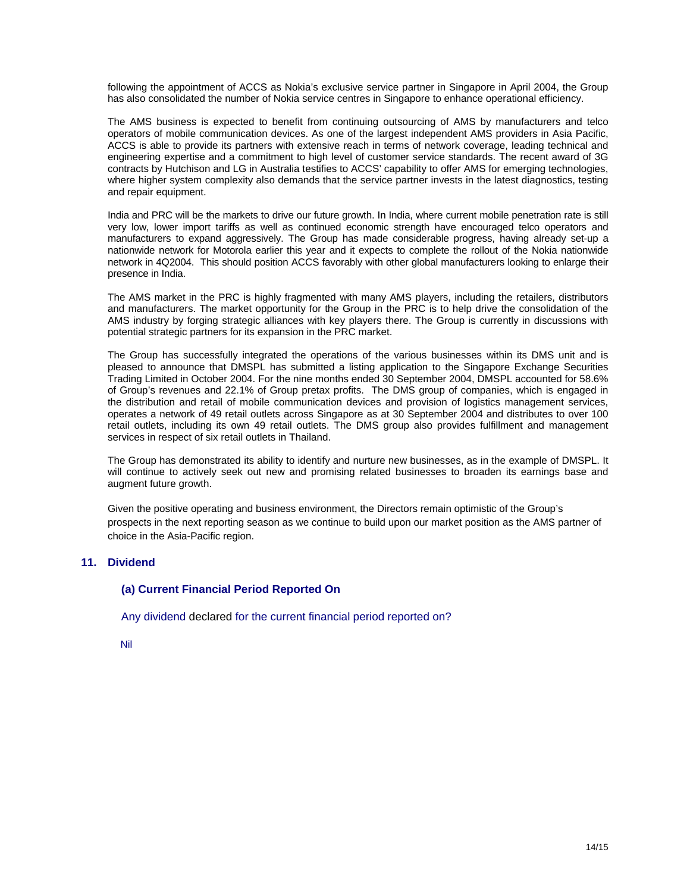following the appointment of ACCS as Nokia's exclusive service partner in Singapore in April 2004, the Group has also consolidated the number of Nokia service centres in Singapore to enhance operational efficiency.

The AMS business is expected to benefit from continuing outsourcing of AMS by manufacturers and telco operators of mobile communication devices. As one of the largest independent AMS providers in Asia Pacific, ACCS is able to provide its partners with extensive reach in terms of network coverage, leading technical and engineering expertise and a commitment to high level of customer service standards. The recent award of 3G contracts by Hutchison and LG in Australia testifies to ACCS' capability to offer AMS for emerging technologies, where higher system complexity also demands that the service partner invests in the latest diagnostics, testing and repair equipment.

India and PRC will be the markets to drive our future growth. In India, where current mobile penetration rate is still very low, lower import tariffs as well as continued economic strength have encouraged telco operators and manufacturers to expand aggressively. The Group has made considerable progress, having already set-up a nationwide network for Motorola earlier this year and it expects to complete the rollout of the Nokia nationwide network in 4Q2004. This should position ACCS favorably with other global manufacturers looking to enlarge their presence in India.

The AMS market in the PRC is highly fragmented with many AMS players, including the retailers, distributors and manufacturers. The market opportunity for the Group in the PRC is to help drive the consolidation of the AMS industry by forging strategic alliances with key players there. The Group is currently in discussions with potential strategic partners for its expansion in the PRC market.

The Group has successfully integrated the operations of the various businesses within its DMS unit and is pleased to announce that DMSPL has submitted a listing application to the Singapore Exchange Securities Trading Limited in October 2004. For the nine months ended 30 September 2004, DMSPL accounted for 58.6% of Group's revenues and 22.1% of Group pretax profits. The DMS group of companies, which is engaged in the distribution and retail of mobile communication devices and provision of logistics management services, operates a network of 49 retail outlets across Singapore as at 30 September 2004 and distributes to over 100 retail outlets, including its own 49 retail outlets. The DMS group also provides fulfillment and management services in respect of six retail outlets in Thailand.

The Group has demonstrated its ability to identify and nurture new businesses, as in the example of DMSPL. It will continue to actively seek out new and promising related businesses to broaden its earnings base and augment future growth.

Given the positive operating and business environment, the Directors remain optimistic of the Group's prospects in the next reporting season as we continue to build upon our market position as the AMS partner of choice in the Asia-Pacific region.

## 11. Dividend

### (a) Current Financial Period Reported On

Any dividend declared for the current financial period reported on?

Nil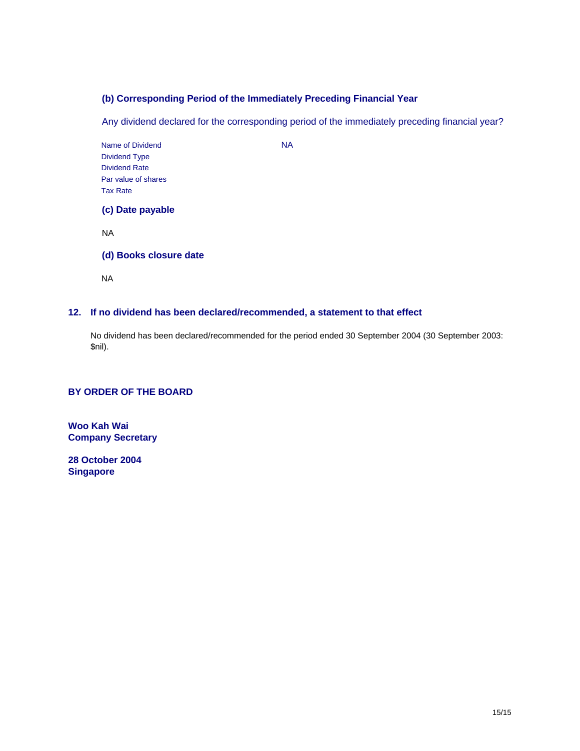### (b) Corresponding Period of the Immediately Preceding Financial Year

Any dividend declared for the corresponding period of the immediately preceding financial year?

| | |
|---|---|
| Name of Dividend | NA |
| Dividend Type | |
| Dividend Rate | |
| Par value of shares | |
| Tax Rate | |

### (c) Date payable

NA

### (d) Books closure date

NA

## 12. If no dividend has been declared/recommended, a statement to that effect

No dividend has been declared/recommended for the period ended 30 September 2004 (30 September 2003: $nil).

**BY ORDER OF THE BOARD**

**Woo Kah Wai**
**Company Secretary**

**28 October 2004**
**Singapore**